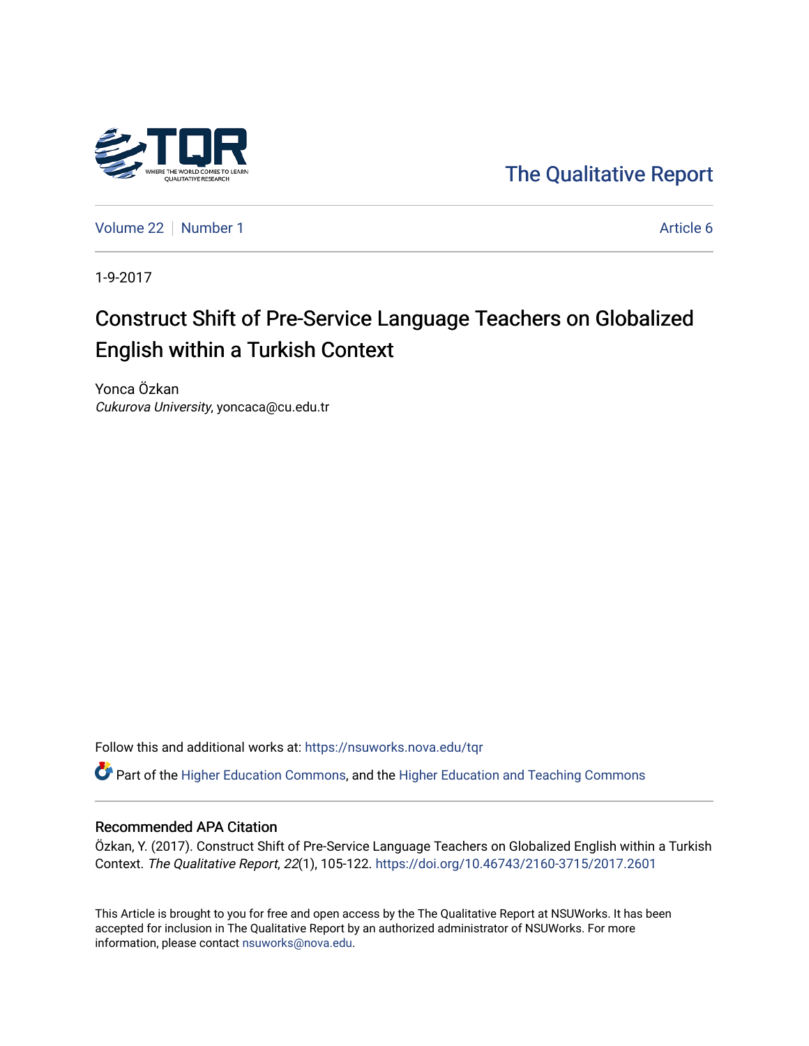The Qualitative Report

Volume 22 | Number 1 | Article 6

1-9-2017

# Construct Shift of Pre-Service Language Teachers on Globalized English within a Turkish Context

Yonca Özkan
*Cukurova University*, yoncaca@cu.edu.tr

Follow this and additional works at: https://nsuworks.nova.edu/tqr

Part of the Higher Education Commons, and the Higher Education and Teaching Commons

## Recommended APA Citation

Özkan, Y. (2017). Construct Shift of Pre-Service Language Teachers on Globalized English within a Turkish Context. *The Qualitative Report*, *22*(1), 105-122. https://doi.org/10.46743/2160-3715/2017.2601

This Article is brought to you for free and open access by the The Qualitative Report at NSUWorks. It has been accepted for inclusion in The Qualitative Report by an authorized administrator of NSUWorks. For more information, please contact nsuworks@nova.edu.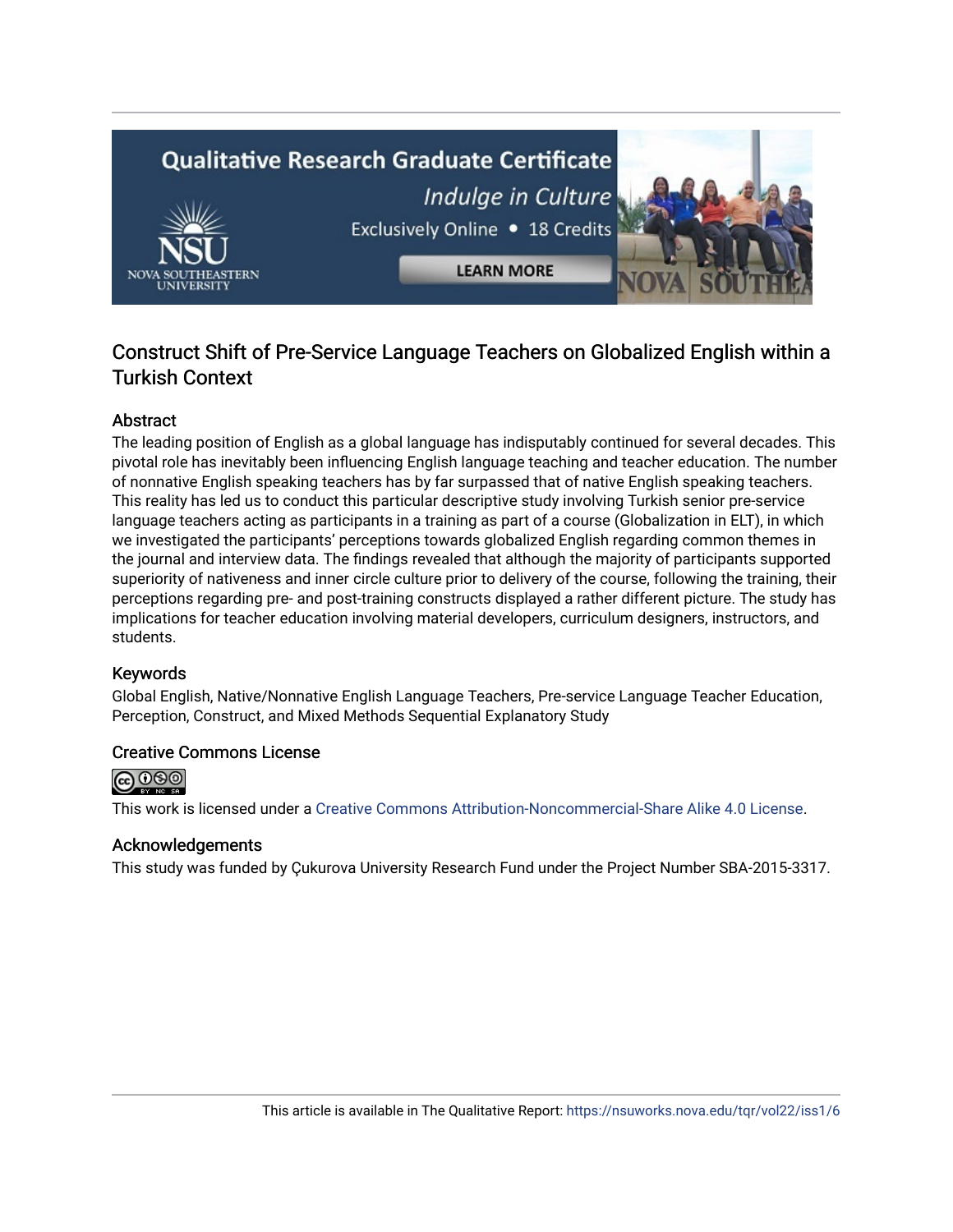## Construct Shift of Pre-Service Language Teachers on Globalized English within a Turkish Context

### Abstract

The leading position of English as a global language has indisputably continued for several decades. This pivotal role has inevitably been influencing English language teaching and teacher education. The number of nonnative English speaking teachers has by far surpassed that of native English speaking teachers. This reality has led us to conduct this particular descriptive study involving Turkish senior pre-service language teachers acting as participants in a training as part of a course (Globalization in ELT), in which we investigated the participants' perceptions towards globalized English regarding common themes in the journal and interview data. The findings revealed that although the majority of participants supported superiority of nativeness and inner circle culture prior to delivery of the course, following the training, their perceptions regarding pre- and post-training constructs displayed a rather different picture. The study has implications for teacher education involving material developers, curriculum designers, instructors, and students.

### Keywords

Global English, Native/Nonnative English Language Teachers, Pre-service Language Teacher Education, Perception, Construct, and Mixed Methods Sequential Explanatory Study

### Creative Commons License

This work is licensed under a Creative Commons Attribution-Noncommercial-Share Alike 4.0 License.

### Acknowledgements

This study was funded by Çukurova University Research Fund under the Project Number SBA-2015-3317.

This article is available in The Qualitative Report: https://nsuworks.nova.edu/tqr/vol22/iss1/6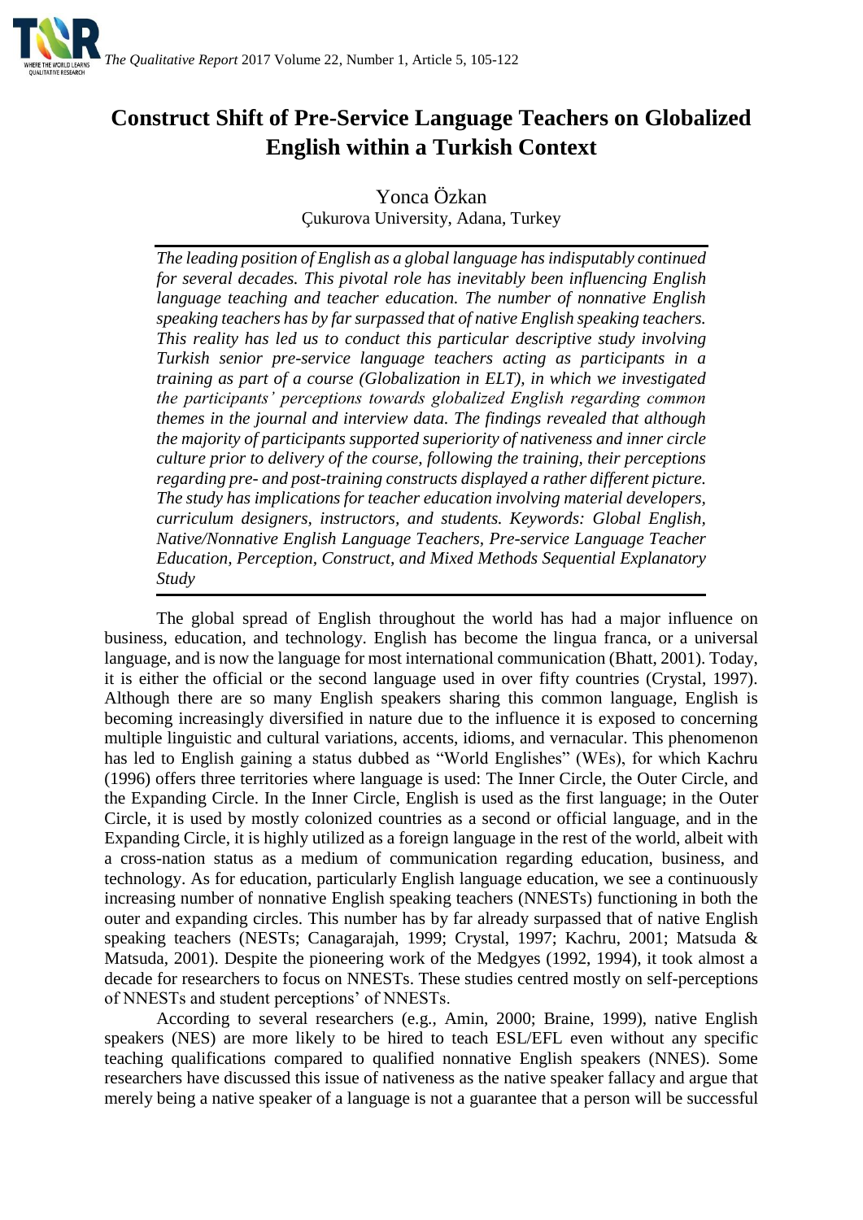# Construct Shift of Pre-Service Language Teachers on Globalized English within a Turkish Context

Yonca Özkan
Çukurova University, Adana, Turkey

*The leading position of English as a global language has indisputably continued for several decades. This pivotal role has inevitably been influencing English language teaching and teacher education. The number of nonnative English speaking teachers has by far surpassed that of native English speaking teachers. This reality has led us to conduct this particular descriptive study involving Turkish senior pre-service language teachers acting as participants in a training as part of a course (Globalization in ELT), in which we investigated the participants' perceptions towards globalized English regarding common themes in the journal and interview data. The findings revealed that although the majority of participants supported superiority of nativeness and inner circle culture prior to delivery of the course, following the training, their perceptions regarding pre- and post-training constructs displayed a rather different picture. The study has implications for teacher education involving material developers, curriculum designers, instructors, and students. Keywords: Global English, Native/Nonnative English Language Teachers, Pre-service Language Teacher Education, Perception, Construct, and Mixed Methods Sequential Explanatory Study*

The global spread of English throughout the world has had a major influence on business, education, and technology. English has become the lingua franca, or a universal language, and is now the language for most international communication (Bhatt, 2001). Today, it is either the official or the second language used in over fifty countries (Crystal, 1997). Although there are so many English speakers sharing this common language, English is becoming increasingly diversified in nature due to the influence it is exposed to concerning multiple linguistic and cultural variations, accents, idioms, and vernacular. This phenomenon has led to English gaining a status dubbed as "World Englishes" (WEs), for which Kachru (1996) offers three territories where language is used: The Inner Circle, the Outer Circle, and the Expanding Circle. In the Inner Circle, English is used as the first language; in the Outer Circle, it is used by mostly colonized countries as a second or official language, and in the Expanding Circle, it is highly utilized as a foreign language in the rest of the world, albeit with a cross-nation status as a medium of communication regarding education, business, and technology. As for education, particularly English language education, we see a continuously increasing number of nonnative English speaking teachers (NNESTs) functioning in both the outer and expanding circles. This number has by far already surpassed that of native English speaking teachers (NESTs; Canagarajah, 1999; Crystal, 1997; Kachru, 2001; Matsuda & Matsuda, 2001). Despite the pioneering work of the Medgyes (1992, 1994), it took almost a decade for researchers to focus on NNESTs. These studies centred mostly on self-perceptions of NNESTs and student perceptions' of NNESTs.

According to several researchers (e.g., Amin, 2000; Braine, 1999), native English speakers (NES) are more likely to be hired to teach ESL/EFL even without any specific teaching qualifications compared to qualified nonnative English speakers (NNES). Some researchers have discussed this issue of nativeness as the native speaker fallacy and argue that merely being a native speaker of a language is not a guarantee that a person will be successful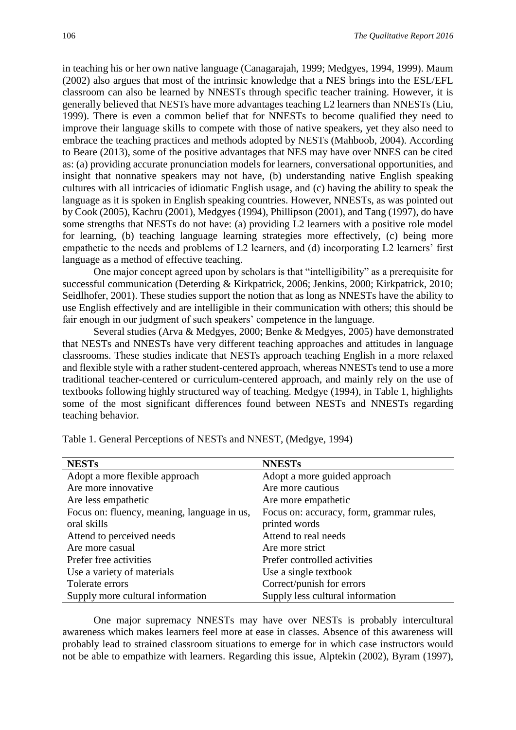in teaching his or her own native language (Canagarajah, 1999; Medgyes, 1994, 1999). Maum (2002) also argues that most of the intrinsic knowledge that a NES brings into the ESL/EFL classroom can also be learned by NNESTs through specific teacher training. However, it is generally believed that NESTs have more advantages teaching L2 learners than NNESTs (Liu, 1999). There is even a common belief that for NNESTs to become qualified they need to improve their language skills to compete with those of native speakers, yet they also need to embrace the teaching practices and methods adopted by NESTs (Mahboob, 2004). According to Beare (2013), some of the positive advantages that NES may have over NNES can be cited as: (a) providing accurate pronunciation models for learners, conversational opportunities, and insight that nonnative speakers may not have, (b) understanding native English speaking cultures with all intricacies of idiomatic English usage, and (c) having the ability to speak the language as it is spoken in English speaking countries. However, NNESTs, as was pointed out by Cook (2005), Kachru (2001), Medgyes (1994), Phillipson (2001), and Tang (1997), do have some strengths that NESTs do not have: (a) providing L2 learners with a positive role model for learning, (b) teaching language learning strategies more effectively, (c) being more empathetic to the needs and problems of L2 learners, and (d) incorporating L2 learners' first language as a method of effective teaching.

One major concept agreed upon by scholars is that "intelligibility" as a prerequisite for successful communication (Deterding & Kirkpatrick, 2006; Jenkins, 2000; Kirkpatrick, 2010; Seidlhofer, 2001). These studies support the notion that as long as NNESTs have the ability to use English effectively and are intelligible in their communication with others; this should be fair enough in our judgment of such speakers' competence in the language.

Several studies (Arva & Medgyes, 2000; Benke & Medgyes, 2005) have demonstrated that NESTs and NNESTs have very different teaching approaches and attitudes in language classrooms. These studies indicate that NESTs approach teaching English in a more relaxed and flexible style with a rather student-centered approach, whereas NNESTs tend to use a more traditional teacher-centered or curriculum-centered approach, and mainly rely on the use of textbooks following highly structured way of teaching. Medgye (1994), in Table 1, highlights some of the most significant differences found between NESTs and NNESTs regarding teaching behavior.

Table 1. General Perceptions of NESTs and NNEST, (Medgye, 1994)

| **NESTs** | **NNESTs** |
|---|---|
| Adopt a more flexible approach | Adopt a more guided approach |
| Are more innovative | Are more cautious |
| Are less empathetic | Are more empathetic |
| Focus on: fluency, meaning, language in us, oral skills | Focus on: accuracy, form, grammar rules, printed words |
| Attend to perceived needs | Attend to real needs |
| Are more casual | Are more strict |
| Prefer free activities | Prefer controlled activities |
| Use a variety of materials | Use a single textbook |
| Tolerate errors | Correct/punish for errors |
| Supply more cultural information | Supply less cultural information |

One major supremacy NNESTs may have over NESTs is probably intercultural awareness which makes learners feel more at ease in classes. Absence of this awareness will probably lead to strained classroom situations to emerge for in which case instructors would not be able to empathize with learners. Regarding this issue, Alptekin (2002), Byram (1997),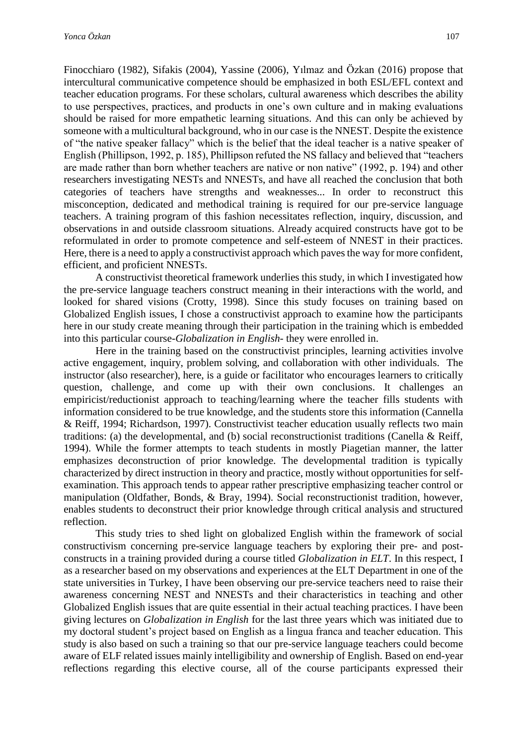Finocchiaro (1982), Sifakis (2004), Yassine (2006), Yılmaz and Özkan (2016) propose that intercultural communicative competence should be emphasized in both ESL/EFL context and teacher education programs. For these scholars, cultural awareness which describes the ability to use perspectives, practices, and products in one's own culture and in making evaluations should be raised for more empathetic learning situations. And this can only be achieved by someone with a multicultural background, who in our case is the NNEST. Despite the existence of "the native speaker fallacy" which is the belief that the ideal teacher is a native speaker of English (Phillipson, 1992, p. 185), Phillipson refuted the NS fallacy and believed that "teachers are made rather than born whether teachers are native or non native" (1992, p. 194) and other researchers investigating NESTs and NNESTs, and have all reached the conclusion that both categories of teachers have strengths and weaknesses... In order to reconstruct this misconception, dedicated and methodical training is required for our pre-service language teachers. A training program of this fashion necessitates reflection, inquiry, discussion, and observations in and outside classroom situations. Already acquired constructs have got to be reformulated in order to promote competence and self-esteem of NNEST in their practices. Here, there is a need to apply a constructivist approach which paves the way for more confident, efficient, and proficient NNESTs.

A constructivist theoretical framework underlies this study, in which I investigated how the pre-service language teachers construct meaning in their interactions with the world, and looked for shared visions (Crotty, 1998). Since this study focuses on training based on Globalized English issues, I chose a constructivist approach to examine how the participants here in our study create meaning through their participation in the training which is embedded into this particular course-*Globalization in English*- they were enrolled in.

Here in the training based on the constructivist principles, learning activities involve active engagement, inquiry, problem solving, and collaboration with other individuals. The instructor (also researcher), here, is a guide or facilitator who encourages learners to critically question, challenge, and come up with their own conclusions. It challenges an empiricist/reductionist approach to teaching/learning where the teacher fills students with information considered to be true knowledge, and the students store this information (Cannella & Reiff, 1994; Richardson, 1997). Constructivist teacher education usually reflects two main traditions: (a) the developmental, and (b) social reconstructionist traditions (Canella & Reiff, 1994). While the former attempts to teach students in mostly Piagetian manner, the latter emphasizes deconstruction of prior knowledge. The developmental tradition is typically characterized by direct instruction in theory and practice, mostly without opportunities for self-examination. This approach tends to appear rather prescriptive emphasizing teacher control or manipulation (Oldfather, Bonds, & Bray, 1994). Social reconstructionist tradition, however, enables students to deconstruct their prior knowledge through critical analysis and structured reflection.

This study tries to shed light on globalized English within the framework of social constructivism concerning pre-service language teachers by exploring their pre- and post-constructs in a training provided during a course titled *Globalization in ELT*. In this respect, I as a researcher based on my observations and experiences at the ELT Department in one of the state universities in Turkey, I have been observing our pre-service teachers need to raise their awareness concerning NEST and NNESTs and their characteristics in teaching and other Globalized English issues that are quite essential in their actual teaching practices. I have been giving lectures on *Globalization in English* for the last three years which was initiated due to my doctoral student's project based on English as a lingua franca and teacher education. This study is also based on such a training so that our pre-service language teachers could become aware of ELF related issues mainly intelligibility and ownership of English. Based on end-year reflections regarding this elective course, all of the course participants expressed their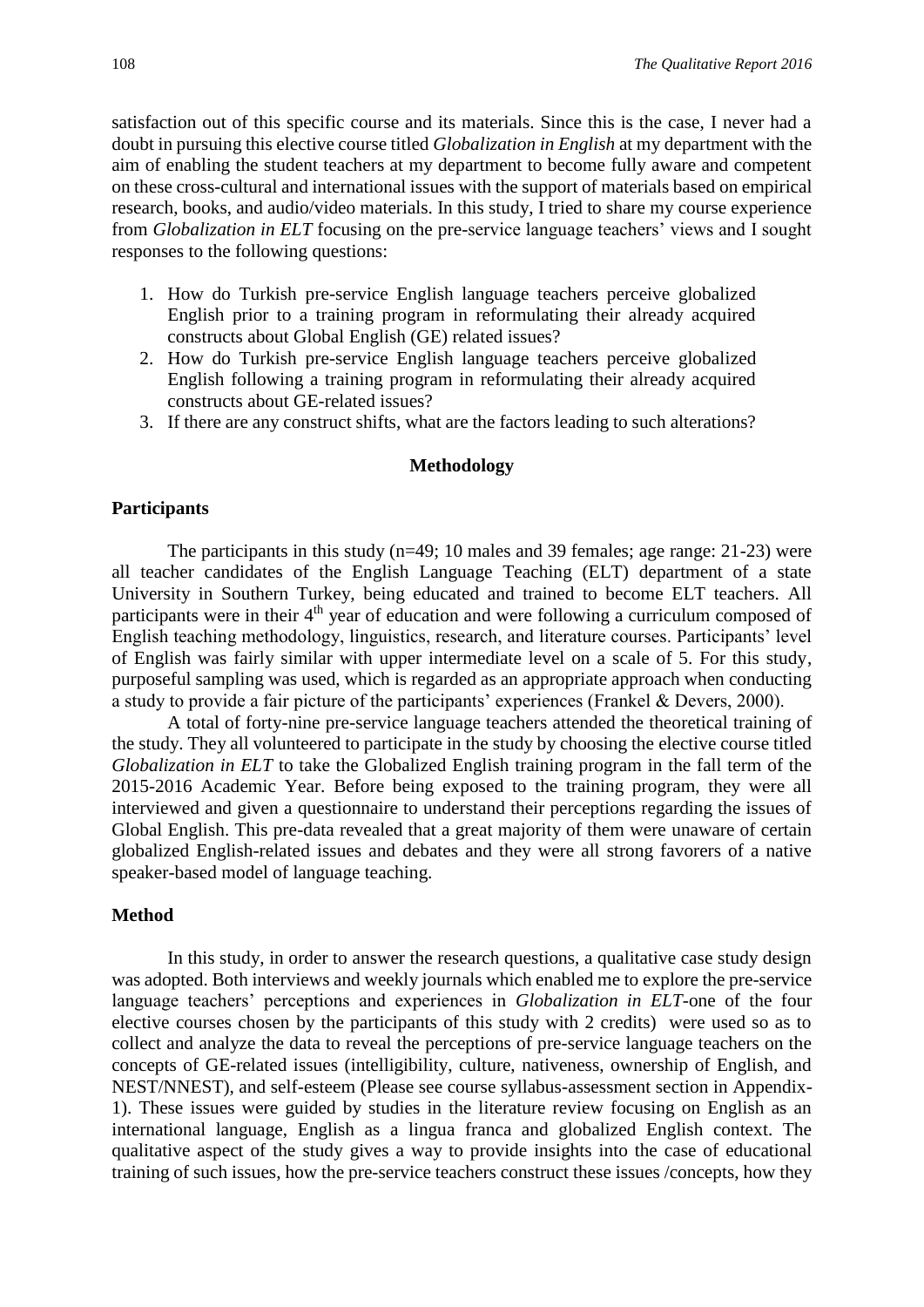satisfaction out of this specific course and its materials. Since this is the case, I never had a doubt in pursuing this elective course titled *Globalization in English* at my department with the aim of enabling the student teachers at my department to become fully aware and competent on these cross-cultural and international issues with the support of materials based on empirical research, books, and audio/video materials. In this study, I tried to share my course experience from *Globalization in ELT* focusing on the pre-service language teachers' views and I sought responses to the following questions:

1. How do Turkish pre-service English language teachers perceive globalized English prior to a training program in reformulating their already acquired constructs about Global English (GE) related issues?
2. How do Turkish pre-service English language teachers perceive globalized English following a training program in reformulating their already acquired constructs about GE-related issues?
3. If there are any construct shifts, what are the factors leading to such alterations?

## Methodology

### Participants

The participants in this study (n=49; 10 males and 39 females; age range: 21-23) were all teacher candidates of the English Language Teaching (ELT) department of a state University in Southern Turkey, being educated and trained to become ELT teachers. All participants were in their 4th year of education and were following a curriculum composed of English teaching methodology, linguistics, research, and literature courses. Participants' level of English was fairly similar with upper intermediate level on a scale of 5. For this study, purposeful sampling was used, which is regarded as an appropriate approach when conducting a study to provide a fair picture of the participants' experiences (Frankel & Devers, 2000).

A total of forty-nine pre-service language teachers attended the theoretical training of the study. They all volunteered to participate in the study by choosing the elective course titled *Globalization in ELT* to take the Globalized English training program in the fall term of the 2015-2016 Academic Year. Before being exposed to the training program, they were all interviewed and given a questionnaire to understand their perceptions regarding the issues of Global English. This pre-data revealed that a great majority of them were unaware of certain globalized English-related issues and debates and they were all strong favorers of a native speaker-based model of language teaching.

### Method

In this study, in order to answer the research questions, a qualitative case study design was adopted. Both interviews and weekly journals which enabled me to explore the pre-service language teachers' perceptions and experiences in *Globalization in ELT*-one of the four elective courses chosen by the participants of this study with 2 credits) were used so as to collect and analyze the data to reveal the perceptions of pre-service language teachers on the concepts of GE-related issues (intelligibility, culture, nativeness, ownership of English, and NEST/NNEST), and self-esteem (Please see course syllabus-assessment section in Appendix-1). These issues were guided by studies in the literature review focusing on English as an international language, English as a lingua franca and globalized English context. The qualitative aspect of the study gives a way to provide insights into the case of educational training of such issues, how the pre-service teachers construct these issues /concepts, how they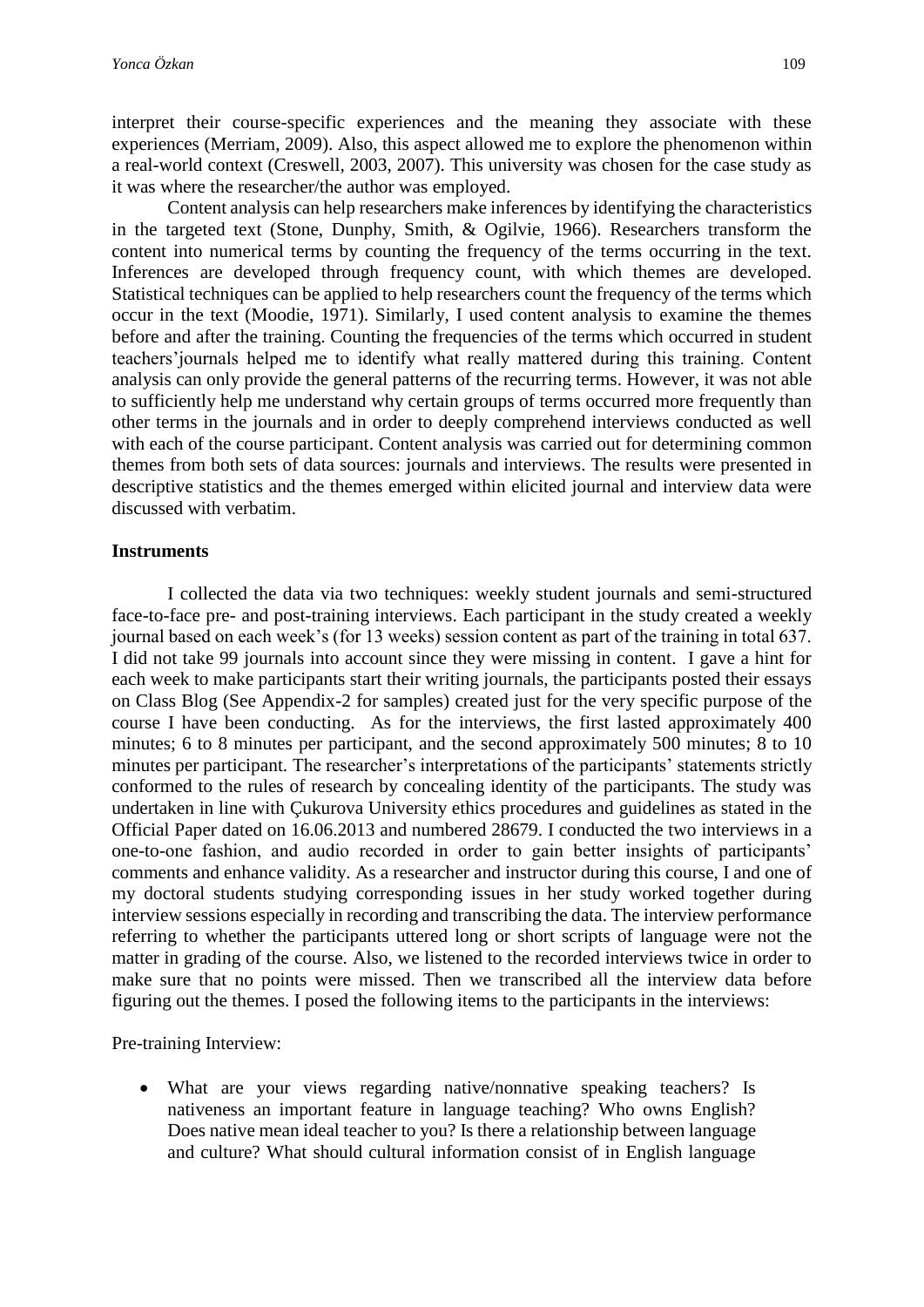interpret their course-specific experiences and the meaning they associate with these experiences (Merriam, 2009). Also, this aspect allowed me to explore the phenomenon within a real-world context (Creswell, 2003, 2007). This university was chosen for the case study as it was where the researcher/the author was employed.

Content analysis can help researchers make inferences by identifying the characteristics in the targeted text (Stone, Dunphy, Smith, & Ogilvie, 1966). Researchers transform the content into numerical terms by counting the frequency of the terms occurring in the text. Inferences are developed through frequency count, with which themes are developed. Statistical techniques can be applied to help researchers count the frequency of the terms which occur in the text (Moodie, 1971). Similarly, I used content analysis to examine the themes before and after the training. Counting the frequencies of the terms which occurred in student teachers'journals helped me to identify what really mattered during this training. Content analysis can only provide the general patterns of the recurring terms. However, it was not able to sufficiently help me understand why certain groups of terms occurred more frequently than other terms in the journals and in order to deeply comprehend interviews conducted as well with each of the course participant. Content analysis was carried out for determining common themes from both sets of data sources: journals and interviews. The results were presented in descriptive statistics and the themes emerged within elicited journal and interview data were discussed with verbatim.

**Instruments**

I collected the data via two techniques: weekly student journals and semi-structured face-to-face pre- and post-training interviews. Each participant in the study created a weekly journal based on each week's (for 13 weeks) session content as part of the training in total 637. I did not take 99 journals into account since they were missing in content. I gave a hint for each week to make participants start their writing journals, the participants posted their essays on Class Blog (See Appendix-2 for samples) created just for the very specific purpose of the course I have been conducting. As for the interviews, the first lasted approximately 400 minutes; 6 to 8 minutes per participant, and the second approximately 500 minutes; 8 to 10 minutes per participant. The researcher's interpretations of the participants' statements strictly conformed to the rules of research by concealing identity of the participants. The study was undertaken in line with Çukurova University ethics procedures and guidelines as stated in the Official Paper dated on 16.06.2013 and numbered 28679. I conducted the two interviews in a one-to-one fashion, and audio recorded in order to gain better insights of participants' comments and enhance validity. As a researcher and instructor during this course, I and one of my doctoral students studying corresponding issues in her study worked together during interview sessions especially in recording and transcribing the data. The interview performance referring to whether the participants uttered long or short scripts of language were not the matter in grading of the course. Also, we listened to the recorded interviews twice in order to make sure that no points were missed. Then we transcribed all the interview data before figuring out the themes. I posed the following items to the participants in the interviews:

Pre-training Interview:

- What are your views regarding native/nonnative speaking teachers? Is nativeness an important feature in language teaching? Who owns English? Does native mean ideal teacher to you? Is there a relationship between language and culture? What should cultural information consist of in English language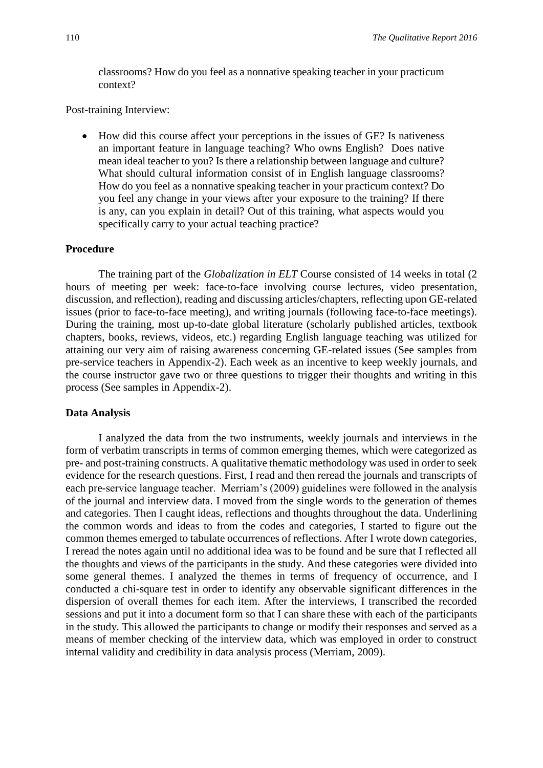classrooms? How do you feel as a nonnative speaking teacher in your practicum context?

Post-training Interview:

- How did this course affect your perceptions in the issues of GE? Is nativeness an important feature in language teaching? Who owns English? Does native mean ideal teacher to you? Is there a relationship between language and culture? What should cultural information consist of in English language classrooms? How do you feel as a nonnative speaking teacher in your practicum context? Do you feel any change in your views after your exposure to the training? If there is any, can you explain in detail? Out of this training, what aspects would you specifically carry to your actual teaching practice?

### Procedure

The training part of the *Globalization in ELT* Course consisted of 14 weeks in total (2 hours of meeting per week: face-to-face involving course lectures, video presentation, discussion, and reflection), reading and discussing articles/chapters, reflecting upon GE-related issues (prior to face-to-face meeting), and writing journals (following face-to-face meetings). During the training, most up-to-date global literature (scholarly published articles, textbook chapters, books, reviews, videos, etc.) regarding English language teaching was utilized for attaining our very aim of raising awareness concerning GE-related issues (See samples from pre-service teachers in Appendix-2). Each week as an incentive to keep weekly journals, and the course instructor gave two or three questions to trigger their thoughts and writing in this process (See samples in Appendix-2).

### Data Analysis

I analyzed the data from the two instruments, weekly journals and interviews in the form of verbatim transcripts in terms of common emerging themes, which were categorized as pre- and post-training constructs. A qualitative thematic methodology was used in order to seek evidence for the research questions. First, I read and then reread the journals and transcripts of each pre-service language teacher. Merriam's (2009) guidelines were followed in the analysis of the journal and interview data. I moved from the single words to the generation of themes and categories. Then I caught ideas, reflections and thoughts throughout the data. Underlining the common words and ideas to from the codes and categories, I started to figure out the common themes emerged to tabulate occurrences of reflections. After I wrote down categories, I reread the notes again until no additional idea was to be found and be sure that I reflected all the thoughts and views of the participants in the study. And these categories were divided into some general themes. I analyzed the themes in terms of frequency of occurrence, and I conducted a chi-square test in order to identify any observable significant differences in the dispersion of overall themes for each item. After the interviews, I transcribed the recorded sessions and put it into a document form so that I can share these with each of the participants in the study. This allowed the participants to change or modify their responses and served as a means of member checking of the interview data, which was employed in order to construct internal validity and credibility in data analysis process (Merriam, 2009).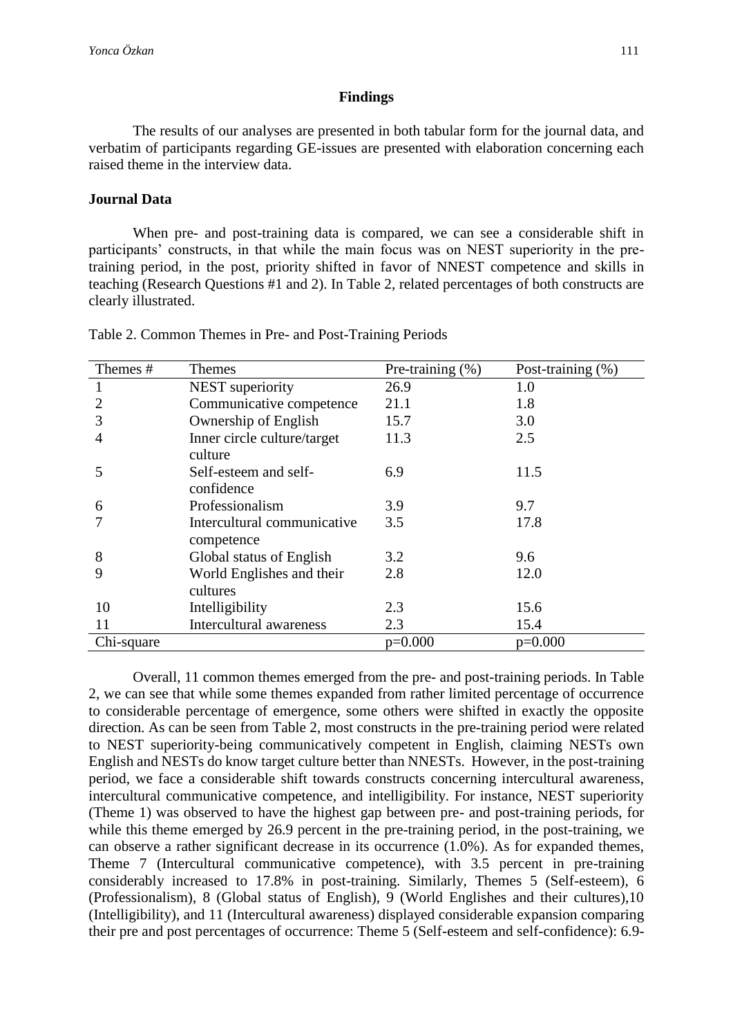## Findings

The results of our analyses are presented in both tabular form for the journal data, and verbatim of participants regarding GE-issues are presented with elaboration concerning each raised theme in the interview data.

### Journal Data

When pre- and post-training data is compared, we can see a considerable shift in participants' constructs, in that while the main focus was on NEST superiority in the pre-training period, in the post, priority shifted in favor of NNEST competence and skills in teaching (Research Questions #1 and 2). In Table 2, related percentages of both constructs are clearly illustrated.

Table 2. Common Themes in Pre- and Post-Training Periods

| Themes # | Themes | Pre-training (%) | Post-training (%) |
|---|---|---|---|
| 1 | NEST superiority | 26.9 | 1.0 |
| 2 | Communicative competence | 21.1 | 1.8 |
| 3 | Ownership of English | 15.7 | 3.0 |
| 4 | Inner circle culture/target culture | 11.3 | 2.5 |
| 5 | Self-esteem and self-confidence | 6.9 | 11.5 |
| 6 | Professionalism | 3.9 | 9.7 |
| 7 | Intercultural communicative competence | 3.5 | 17.8 |
| 8 | Global status of English | 3.2 | 9.6 |
| 9 | World Englishes and their cultures | 2.8 | 12.0 |
| 10 | Intelligibility | 2.3 | 15.6 |
| 11 | Intercultural awareness | 2.3 | 15.4 |
| Chi-square | | p=0.000 | p=0.000 |

Overall, 11 common themes emerged from the pre- and post-training periods. In Table 2, we can see that while some themes expanded from rather limited percentage of occurrence to considerable percentage of emergence, some others were shifted in exactly the opposite direction. As can be seen from Table 2, most constructs in the pre-training period were related to NEST superiority-being communicatively competent in English, claiming NESTs own English and NESTs do know target culture better than NNESTs. However, in the post-training period, we face a considerable shift towards constructs concerning intercultural awareness, intercultural communicative competence, and intelligibility. For instance, NEST superiority (Theme 1) was observed to have the highest gap between pre- and post-training periods, for while this theme emerged by 26.9 percent in the pre-training period, in the post-training, we can observe a rather significant decrease in its occurrence (1.0%). As for expanded themes, Theme 7 (Intercultural communicative competence), with 3.5 percent in pre-training considerably increased to 17.8% in post-training. Similarly, Themes 5 (Self-esteem), 6 (Professionalism), 8 (Global status of English), 9 (World Englishes and their cultures),10 (Intelligibility), and 11 (Intercultural awareness) displayed considerable expansion comparing their pre and post percentages of occurrence: Theme 5 (Self-esteem and self-confidence): 6.9-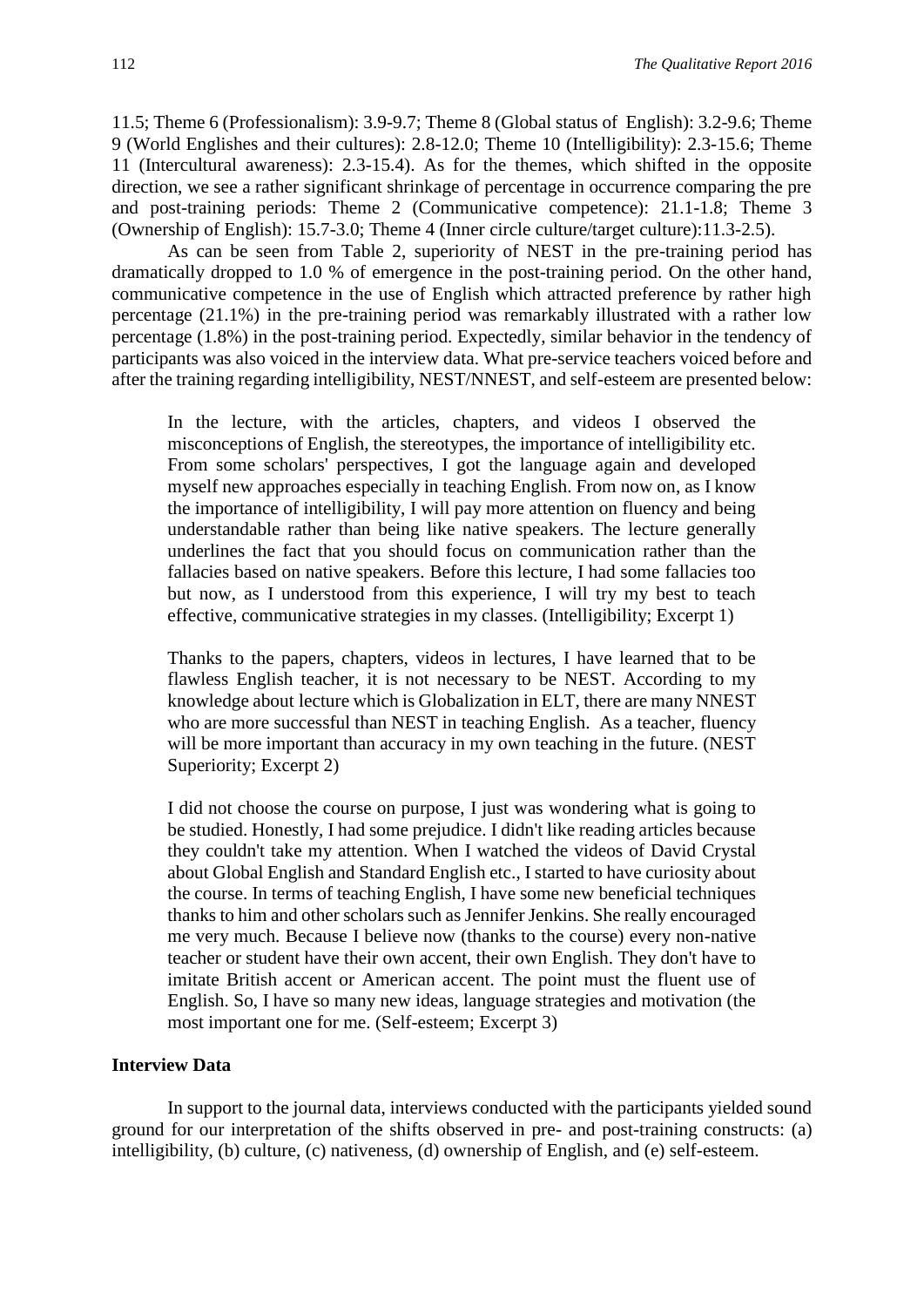11.5; Theme 6 (Professionalism): 3.9-9.7; Theme 8 (Global status of English): 3.2-9.6; Theme 9 (World Englishes and their cultures): 2.8-12.0; Theme 10 (Intelligibility): 2.3-15.6; Theme 11 (Intercultural awareness): 2.3-15.4). As for the themes, which shifted in the opposite direction, we see a rather significant shrinkage of percentage in occurrence comparing the pre and post-training periods: Theme 2 (Communicative competence): 21.1-1.8; Theme 3 (Ownership of English): 15.7-3.0; Theme 4 (Inner circle culture/target culture):11.3-2.5).

As can be seen from Table 2, superiority of NEST in the pre-training period has dramatically dropped to 1.0 % of emergence in the post-training period. On the other hand, communicative competence in the use of English which attracted preference by rather high percentage (21.1%) in the pre-training period was remarkably illustrated with a rather low percentage (1.8%) in the post-training period. Expectedly, similar behavior in the tendency of participants was also voiced in the interview data. What pre-service teachers voiced before and after the training regarding intelligibility, NEST/NNEST, and self-esteem are presented below:

> In the lecture, with the articles, chapters, and videos I observed the misconceptions of English, the stereotypes, the importance of intelligibility etc. From some scholars' perspectives, I got the language again and developed myself new approaches especially in teaching English. From now on, as I know the importance of intelligibility, I will pay more attention on fluency and being understandable rather than being like native speakers. The lecture generally underlines the fact that you should focus on communication rather than the fallacies based on native speakers. Before this lecture, I had some fallacies too but now, as I understood from this experience, I will try my best to teach effective, communicative strategies in my classes. (Intelligibility; Excerpt 1)

> Thanks to the papers, chapters, videos in lectures, I have learned that to be flawless English teacher, it is not necessary to be NEST. According to my knowledge about lecture which is Globalization in ELT, there are many NNEST who are more successful than NEST in teaching English. As a teacher, fluency will be more important than accuracy in my own teaching in the future. (NEST Superiority; Excerpt 2)

> I did not choose the course on purpose, I just was wondering what is going to be studied. Honestly, I had some prejudice. I didn't like reading articles because they couldn't take my attention. When I watched the videos of David Crystal about Global English and Standard English etc., I started to have curiosity about the course. In terms of teaching English, I have some new beneficial techniques thanks to him and other scholars such as Jennifer Jenkins. She really encouraged me very much. Because I believe now (thanks to the course) every non-native teacher or student have their own accent, their own English. They don't have to imitate British accent or American accent. The point must the fluent use of English. So, I have so many new ideas, language strategies and motivation (the most important one for me. (Self-esteem; Excerpt 3)

**Interview Data**

In support to the journal data, interviews conducted with the participants yielded sound ground for our interpretation of the shifts observed in pre- and post-training constructs: (a) intelligibility, (b) culture, (c) nativeness, (d) ownership of English, and (e) self-esteem.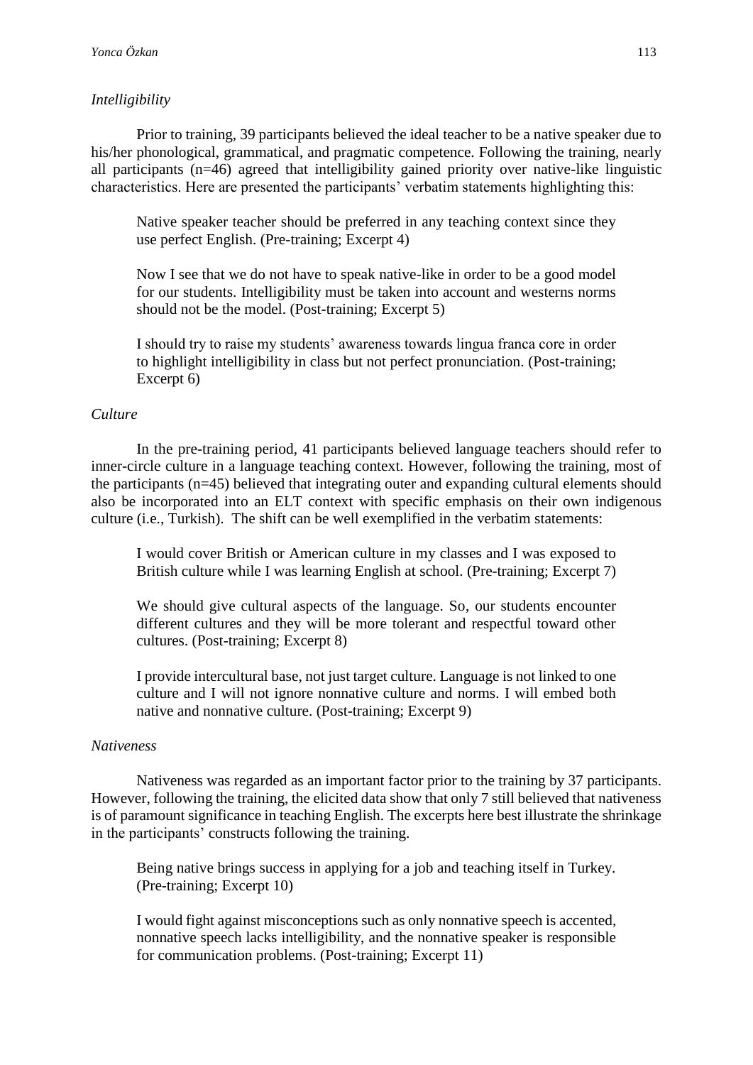### *Intelligibility*

Prior to training, 39 participants believed the ideal teacher to be a native speaker due to his/her phonological, grammatical, and pragmatic competence. Following the training, nearly all participants (n=46) agreed that intelligibility gained priority over native-like linguistic characteristics. Here are presented the participants' verbatim statements highlighting this:

> Native speaker teacher should be preferred in any teaching context since they use perfect English. (Pre-training; Excerpt 4)
>
> Now I see that we do not have to speak native-like in order to be a good model for our students. Intelligibility must be taken into account and westerns norms should not be the model. (Post-training; Excerpt 5)
>
> I should try to raise my students' awareness towards lingua franca core in order to highlight intelligibility in class but not perfect pronunciation. (Post-training; Excerpt 6)

### *Culture*

In the pre-training period, 41 participants believed language teachers should refer to inner-circle culture in a language teaching context. However, following the training, most of the participants (n=45) believed that integrating outer and expanding cultural elements should also be incorporated into an ELT context with specific emphasis on their own indigenous culture (i.e., Turkish). The shift can be well exemplified in the verbatim statements:

> I would cover British or American culture in my classes and I was exposed to British culture while I was learning English at school. (Pre-training; Excerpt 7)
>
> We should give cultural aspects of the language. So, our students encounter different cultures and they will be more tolerant and respectful toward other cultures. (Post-training; Excerpt 8)
>
> I provide intercultural base, not just target culture. Language is not linked to one culture and I will not ignore nonnative culture and norms. I will embed both native and nonnative culture. (Post-training; Excerpt 9)

### *Nativeness*

Nativeness was regarded as an important factor prior to the training by 37 participants. However, following the training, the elicited data show that only 7 still believed that nativeness is of paramount significance in teaching English. The excerpts here best illustrate the shrinkage in the participants' constructs following the training.

> Being native brings success in applying for a job and teaching itself in Turkey. (Pre-training; Excerpt 10)
>
> I would fight against misconceptions such as only nonnative speech is accented, nonnative speech lacks intelligibility, and the nonnative speaker is responsible for communication problems. (Post-training; Excerpt 11)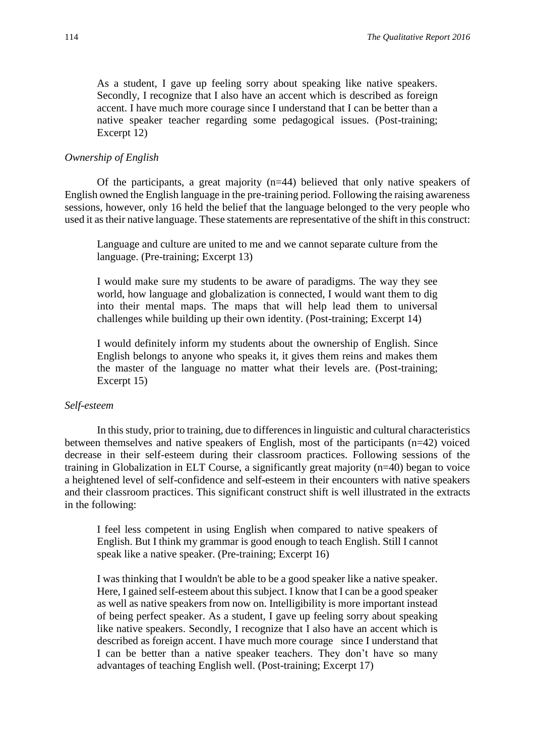> As a student, I gave up feeling sorry about speaking like native speakers. Secondly, I recognize that I also have an accent which is described as foreign accent. I have much more courage since I understand that I can be better than a native speaker teacher regarding some pedagogical issues. (Post-training; Excerpt 12)

*Ownership of English*

Of the participants, a great majority (n=44) believed that only native speakers of English owned the English language in the pre-training period. Following the raising awareness sessions, however, only 16 held the belief that the language belonged to the very people who used it as their native language. These statements are representative of the shift in this construct:

> Language and culture are united to me and we cannot separate culture from the language. (Pre-training; Excerpt 13)

> I would make sure my students to be aware of paradigms. The way they see world, how language and globalization is connected, I would want them to dig into their mental maps. The maps that will help lead them to universal challenges while building up their own identity. (Post-training; Excerpt 14)

> I would definitely inform my students about the ownership of English. Since English belongs to anyone who speaks it, it gives them reins and makes them the master of the language no matter what their levels are. (Post-training; Excerpt 15)

*Self-esteem*

In this study, prior to training, due to differences in linguistic and cultural characteristics between themselves and native speakers of English, most of the participants (n=42) voiced decrease in their self-esteem during their classroom practices. Following sessions of the training in Globalization in ELT Course, a significantly great majority (n=40) began to voice a heightened level of self-confidence and self-esteem in their encounters with native speakers and their classroom practices. This significant construct shift is well illustrated in the extracts in the following:

> I feel less competent in using English when compared to native speakers of English. But I think my grammar is good enough to teach English. Still I cannot speak like a native speaker. (Pre-training; Excerpt 16)

> I was thinking that I wouldn't be able to be a good speaker like a native speaker. Here, I gained self-esteem about this subject. I know that I can be a good speaker as well as native speakers from now on. Intelligibility is more important instead of being perfect speaker. As a student, I gave up feeling sorry about speaking like native speakers. Secondly, I recognize that I also have an accent which is described as foreign accent. I have much more courage since I understand that I can be better than a native speaker teachers. They don't have so many advantages of teaching English well. (Post-training; Excerpt 17)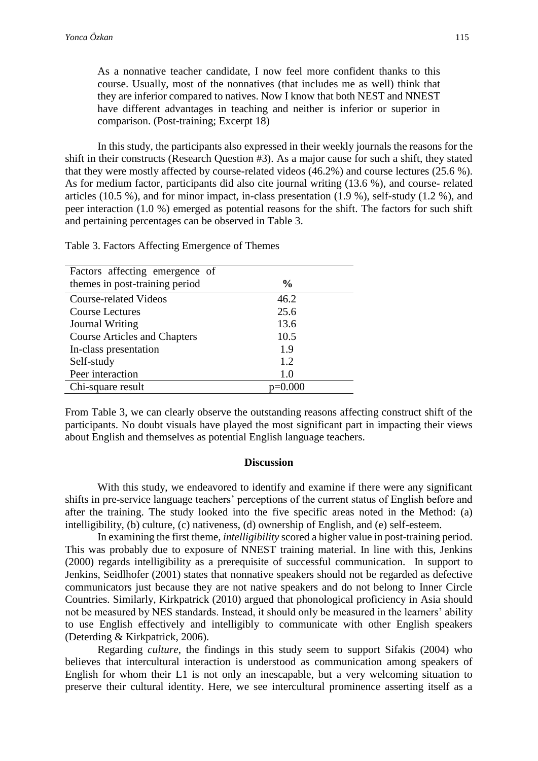> As a nonnative teacher candidate, I now feel more confident thanks to this course. Usually, most of the nonnatives (that includes me as well) think that they are inferior compared to natives. Now I know that both NEST and NNEST have different advantages in teaching and neither is inferior or superior in comparison. (Post-training; Excerpt 18)

In this study, the participants also expressed in their weekly journals the reasons for the shift in their constructs (Research Question #3). As a major cause for such a shift, they stated that they were mostly affected by course-related videos (46.2%) and course lectures (25.6 %). As for medium factor, participants did also cite journal writing (13.6 %), and course- related articles (10.5 %), and for minor impact, in-class presentation (1.9 %), self-study (1.2 %), and peer interaction (1.0 %) emerged as potential reasons for the shift. The factors for such shift and pertaining percentages can be observed in Table 3.

Table 3. Factors Affecting Emergence of Themes

| Factors affecting emergence of themes in post-training period | % |
|---|---|
| Course-related Videos | 46.2 |
| Course Lectures | 25.6 |
| Journal Writing | 13.6 |
| Course Articles and Chapters | 10.5 |
| In-class presentation | 1.9 |
| Self-study | 1.2 |
| Peer interaction | 1.0 |
| Chi-square result | p=0.000 |

From Table 3, we can clearly observe the outstanding reasons affecting construct shift of the participants. No doubt visuals have played the most significant part in impacting their views about English and themselves as potential English language teachers.

## Discussion

With this study, we endeavored to identify and examine if there were any significant shifts in pre-service language teachers' perceptions of the current status of English before and after the training. The study looked into the five specific areas noted in the Method: (a) intelligibility, (b) culture, (c) nativeness, (d) ownership of English, and (e) self-esteem.

In examining the first theme, *intelligibility* scored a higher value in post-training period. This was probably due to exposure of NNEST training material. In line with this, Jenkins (2000) regards intelligibility as a prerequisite of successful communication. In support to Jenkins, Seidlhofer (2001) states that nonnative speakers should not be regarded as defective communicators just because they are not native speakers and do not belong to Inner Circle Countries. Similarly, Kirkpatrick (2010) argued that phonological proficiency in Asia should not be measured by NES standards. Instead, it should only be measured in the learners' ability to use English effectively and intelligibly to communicate with other English speakers (Deterding & Kirkpatrick, 2006).

Regarding *culture*, the findings in this study seem to support Sifakis (2004) who believes that intercultural interaction is understood as communication among speakers of English for whom their L1 is not only an inescapable, but a very welcoming situation to preserve their cultural identity. Here, we see intercultural prominence asserting itself as a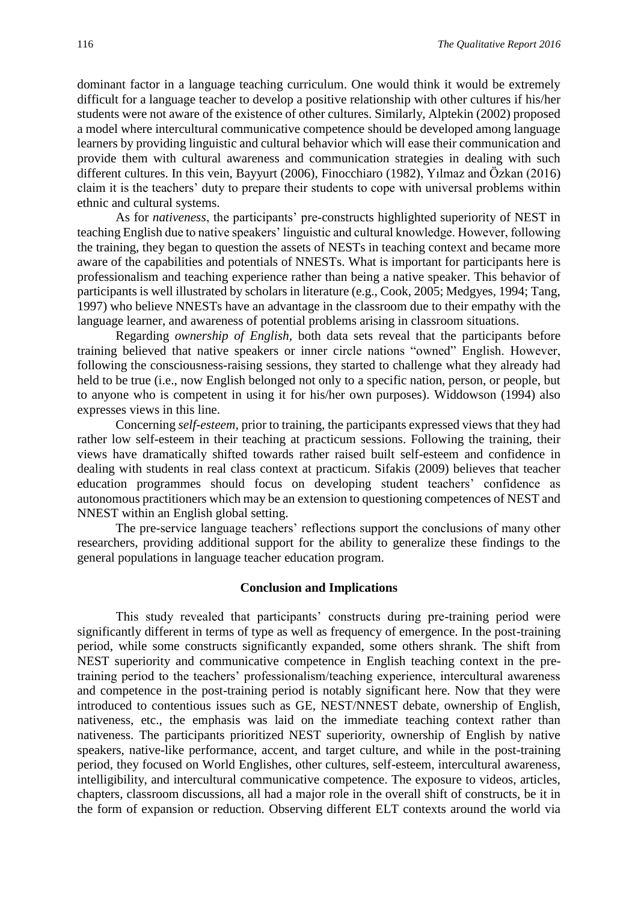dominant factor in a language teaching curriculum. One would think it would be extremely difficult for a language teacher to develop a positive relationship with other cultures if his/her students were not aware of the existence of other cultures. Similarly, Alptekin (2002) proposed a model where intercultural communicative competence should be developed among language learners by providing linguistic and cultural behavior which will ease their communication and provide them with cultural awareness and communication strategies in dealing with such different cultures. In this vein, Bayyurt (2006), Finocchiaro (1982), Yılmaz and Özkan (2016) claim it is the teachers' duty to prepare their students to cope with universal problems within ethnic and cultural systems.

As for *nativeness*, the participants' pre-constructs highlighted superiority of NEST in teaching English due to native speakers' linguistic and cultural knowledge. However, following the training, they began to question the assets of NESTs in teaching context and became more aware of the capabilities and potentials of NNESTs. What is important for participants here is professionalism and teaching experience rather than being a native speaker. This behavior of participants is well illustrated by scholars in literature (e.g., Cook, 2005; Medgyes, 1994; Tang, 1997) who believe NNESTs have an advantage in the classroom due to their empathy with the language learner, and awareness of potential problems arising in classroom situations.

Regarding *ownership of English,* both data sets reveal that the participants before training believed that native speakers or inner circle nations "owned" English. However, following the consciousness-raising sessions, they started to challenge what they already had held to be true (i.e., now English belonged not only to a specific nation, person, or people, but to anyone who is competent in using it for his/her own purposes). Widdowson (1994) also expresses views in this line.

Concerning *self-esteem*, prior to training, the participants expressed views that they had rather low self-esteem in their teaching at practicum sessions. Following the training, their views have dramatically shifted towards rather raised built self-esteem and confidence in dealing with students in real class context at practicum. Sifakis (2009) believes that teacher education programmes should focus on developing student teachers' confidence as autonomous practitioners which may be an extension to questioning competences of NEST and NNEST within an English global setting.

The pre-service language teachers' reflections support the conclusions of many other researchers, providing additional support for the ability to generalize these findings to the general populations in language teacher education program.

## Conclusion and Implications

This study revealed that participants' constructs during pre-training period were significantly different in terms of type as well as frequency of emergence. In the post-training period, while some constructs significantly expanded, some others shrank. The shift from NEST superiority and communicative competence in English teaching context in the pre-training period to the teachers' professionalism/teaching experience, intercultural awareness and competence in the post-training period is notably significant here. Now that they were introduced to contentious issues such as GE, NEST/NNEST debate, ownership of English, nativeness, etc., the emphasis was laid on the immediate teaching context rather than nativeness. The participants prioritized NEST superiority, ownership of English by native speakers, native-like performance, accent, and target culture, and while in the post-training period, they focused on World Englishes, other cultures, self-esteem, intercultural awareness, intelligibility, and intercultural communicative competence. The exposure to videos, articles, chapters, classroom discussions, all had a major role in the overall shift of constructs, be it in the form of expansion or reduction. Observing different ELT contexts around the world via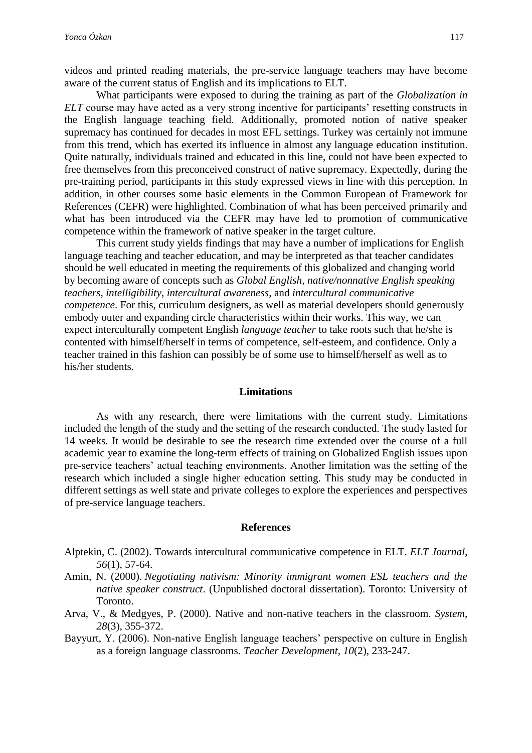videos and printed reading materials, the pre-service language teachers may have become aware of the current status of English and its implications to ELT.

What participants were exposed to during the training as part of the *Globalization in ELT* course may have acted as a very strong incentive for participants' resetting constructs in the English language teaching field. Additionally, promoted notion of native speaker supremacy has continued for decades in most EFL settings. Turkey was certainly not immune from this trend, which has exerted its influence in almost any language education institution. Quite naturally, individuals trained and educated in this line, could not have been expected to free themselves from this preconceived construct of native supremacy. Expectedly, during the pre-training period, participants in this study expressed views in line with this perception. In addition, in other courses some basic elements in the Common European of Framework for References (CEFR) were highlighted. Combination of what has been perceived primarily and what has been introduced via the CEFR may have led to promotion of communicative competence within the framework of native speaker in the target culture.

This current study yields findings that may have a number of implications for English language teaching and teacher education, and may be interpreted as that teacher candidates should be well educated in meeting the requirements of this globalized and changing world by becoming aware of concepts such as *Global English*, *native/nonnative English speaking teachers*, *intelligibility*, *intercultural awareness*, and *intercultural communicative competence*. For this, curriculum designers, as well as material developers should generously embody outer and expanding circle characteristics within their works. This way, we can expect interculturally competent English *language teacher* to take roots such that he/she is contented with himself/herself in terms of competence, self-esteem, and confidence. Only a teacher trained in this fashion can possibly be of some use to himself/herself as well as to his/her students.

## Limitations

As with any research, there were limitations with the current study. Limitations included the length of the study and the setting of the research conducted. The study lasted for 14 weeks. It would be desirable to see the research time extended over the course of a full academic year to examine the long-term effects of training on Globalized English issues upon pre-service teachers' actual teaching environments. Another limitation was the setting of the research which included a single higher education setting. This study may be conducted in different settings as well state and private colleges to explore the experiences and perspectives of pre-service language teachers.

## References

Alptekin, C. (2002). Towards intercultural communicative competence in ELT. *ELT Journal*, *56*(1), 57-64.

Amin, N. (2000). *Negotiating nativism: Minority immigrant women ESL teachers and the native speaker construct*. (Unpublished doctoral dissertation). Toronto: University of Toronto.

Arva, V., & Medgyes, P. (2000). Native and non-native teachers in the classroom. *System*, *28*(3), 355-372.

Bayyurt, Y. (2006). Non-native English language teachers' perspective on culture in English as a foreign language classrooms. *Teacher Development, 10*(2), 233-247.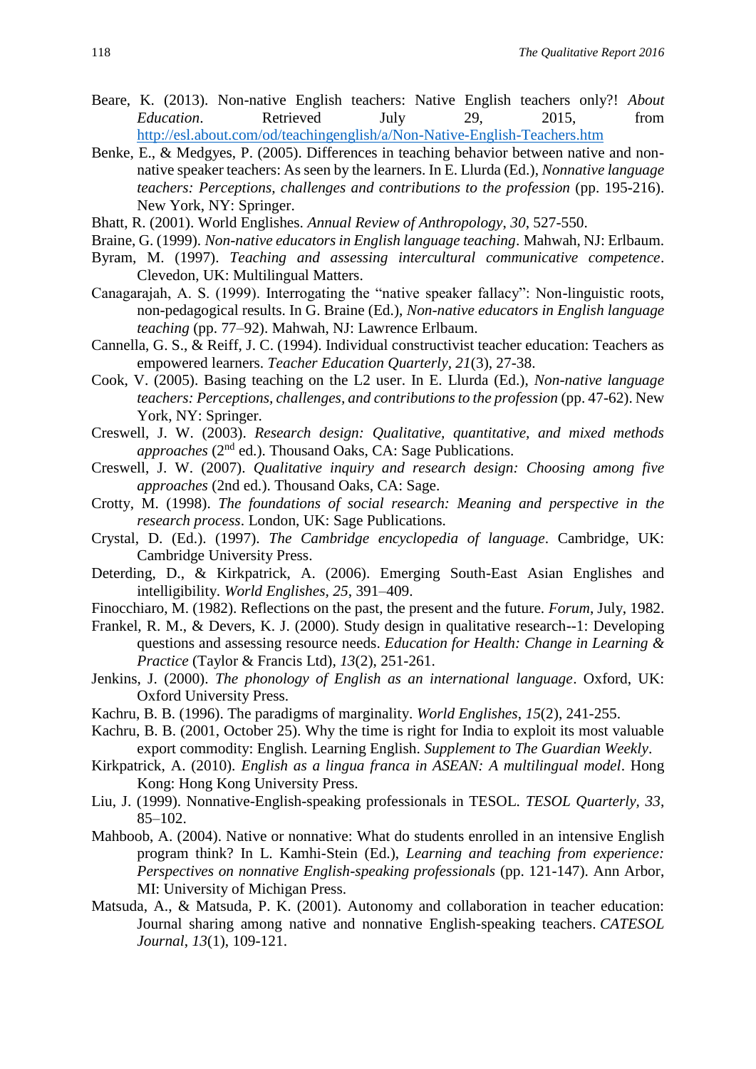Beare, K. (2013). Non-native English teachers: Native English teachers only?! *About Education*. Retrieved July 29, 2015, from http://esl.about.com/od/teachingenglish/a/Non-Native-English-Teachers.htm

Benke, E., & Medgyes, P. (2005). Differences in teaching behavior between native and non-native speaker teachers: As seen by the learners. In E. Llurda (Ed.), *Nonnative language teachers: Perceptions, challenges and contributions to the profession* (pp. 195-216). New York, NY: Springer.

Bhatt, R. (2001). World Englishes. *Annual Review of Anthropology*, *30*, 527-550.

Braine, G. (1999). *Non-native educators in English language teaching*. Mahwah, NJ: Erlbaum.

Byram, M. (1997). *Teaching and assessing intercultural communicative competence*. Clevedon, UK: Multilingual Matters.

Canagarajah, A. S. (1999). Interrogating the "native speaker fallacy": Non-linguistic roots, non-pedagogical results. In G. Braine (Ed.), *Non-native educators in English language teaching* (pp. 77–92). Mahwah, NJ: Lawrence Erlbaum.

Cannella, G. S., & Reiff, J. C. (1994). Individual constructivist teacher education: Teachers as empowered learners. *Teacher Education Quarterly*, *21*(3), 27-38.

Cook, V. (2005). Basing teaching on the L2 user. In E. Llurda (Ed.), *Non-native language teachers: Perceptions, challenges, and contributions to the profession* (pp. 47-62). New York, NY: Springer.

Creswell, J. W. (2003). *Research design: Qualitative, quantitative, and mixed methods approaches* (2nd ed.). Thousand Oaks, CA: Sage Publications.

Creswell, J. W. (2007). *Qualitative inquiry and research design: Choosing among five approaches* (2nd ed.). Thousand Oaks, CA: Sage.

Crotty, M. (1998). *The foundations of social research: Meaning and perspective in the research process*. London, UK: Sage Publications.

Crystal, D. (Ed.). (1997). *The Cambridge encyclopedia of language*. Cambridge, UK: Cambridge University Press.

Deterding, D., & Kirkpatrick, A. (2006). Emerging South-East Asian Englishes and intelligibility. *World Englishes*, *25*, 391–409.

Finocchiaro, M. (1982). Reflections on the past, the present and the future. *Forum*, July, 1982.

Frankel, R. M., & Devers, K. J. (2000). Study design in qualitative research--1: Developing questions and assessing resource needs. *Education for Health: Change in Learning & Practice* (Taylor & Francis Ltd), *13*(2), 251-261.

Jenkins, J. (2000). *The phonology of English as an international language*. Oxford, UK: Oxford University Press.

Kachru, B. B. (1996). The paradigms of marginality. *World Englishes*, *15*(2), 241-255.

Kachru, B. B. (2001, October 25). Why the time is right for India to exploit its most valuable export commodity: English. Learning English. *Supplement to The Guardian Weekly*.

Kirkpatrick, A. (2010). *English as a lingua franca in ASEAN: A multilingual model*. Hong Kong: Hong Kong University Press.

Liu, J. (1999). Nonnative-English-speaking professionals in TESOL. *TESOL Quarterly*, *33*, 85–102.

Mahboob, A. (2004). Native or nonnative: What do students enrolled in an intensive English program think? In L. Kamhi-Stein (Ed.), *Learning and teaching from experience: Perspectives on nonnative English-speaking professionals* (pp. 121-147). Ann Arbor, MI: University of Michigan Press.

Matsuda, A., & Matsuda, P. K. (2001). Autonomy and collaboration in teacher education: Journal sharing among native and nonnative English-speaking teachers. *CATESOL Journal*, *13*(1), 109-121.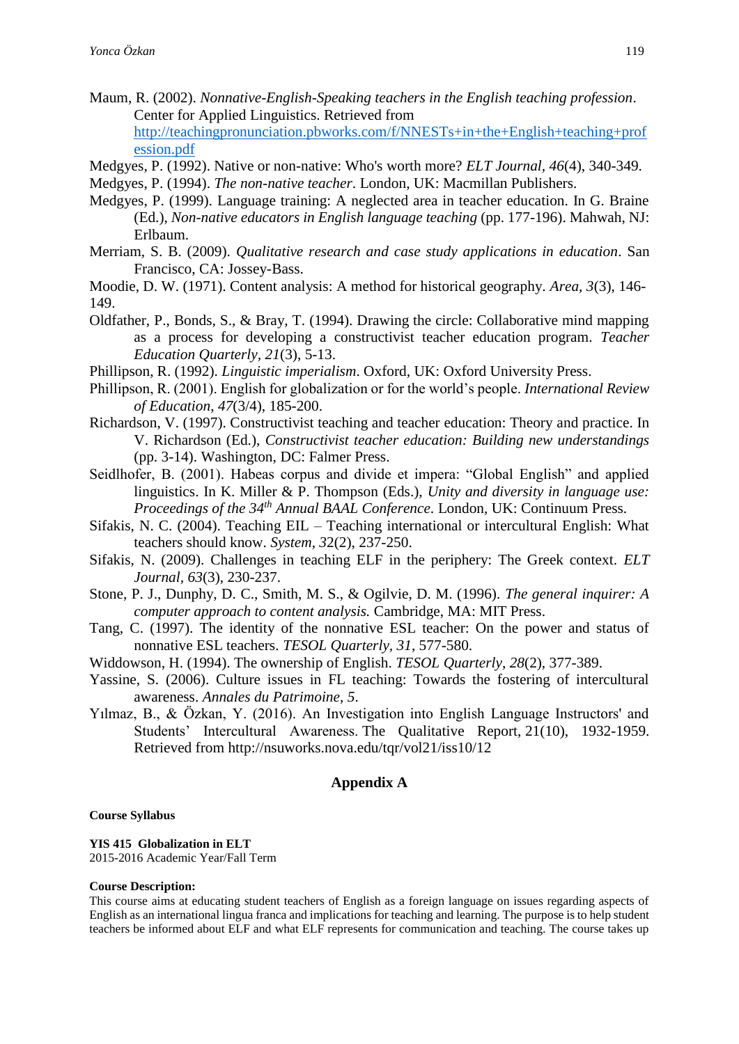Maum, R. (2002). *Nonnative-English-Speaking teachers in the English teaching profession*. Center for Applied Linguistics. Retrieved from http://teachingpronunciation.pbworks.com/f/NNESTs+in+the+English+teaching+profession.pdf

Medgyes, P. (1992). Native or non-native: Who's worth more? *ELT Journal*, *46*(4), 340-349.

Medgyes, P. (1994). *The non-native teacher*. London, UK: Macmillan Publishers.

Medgyes, P. (1999). Language training: A neglected area in teacher education. In G. Braine (Ed.), *Non-native educators in English language teaching* (pp. 177-196). Mahwah, NJ: Erlbaum.

Merriam, S. B. (2009). *Qualitative research and case study applications in education*. San Francisco, CA: Jossey-Bass.

Moodie, D. W. (1971). Content analysis: A method for historical geography. *Area*, *3*(3), 146-149.

Oldfather, P., Bonds, S., & Bray, T. (1994). Drawing the circle: Collaborative mind mapping as a process for developing a constructivist teacher education program. *Teacher Education Quarterly*, *21*(3), 5-13.

Phillipson, R. (1992). *Linguistic imperialism*. Oxford, UK: Oxford University Press.

Phillipson, R. (2001). English for globalization or for the world's people. *International Review of Education*, *47*(3/4), 185-200.

Richardson, V. (1997). Constructivist teaching and teacher education: Theory and practice. In V. Richardson (Ed.), *Constructivist teacher education: Building new understandings* (pp. 3-14). Washington, DC: Falmer Press.

Seidlhofer, B. (2001). Habeas corpus and divide et impera: "Global English" and applied linguistics. In K. Miller & P. Thompson (Eds.), *Unity and diversity in language use: Proceedings of the 34th Annual BAAL Conference*. London, UK: Continuum Press.

Sifakis, N. C. (2004). Teaching EIL – Teaching international or intercultural English: What teachers should know. *System*, *32*(2), 237-250.

Sifakis, N. (2009). Challenges in teaching ELF in the periphery: The Greek context. *ELT Journal*, *63*(3), 230-237.

Stone, P. J., Dunphy, D. C., Smith, M. S., & Ogilvie, D. M. (1996). *The general inquirer: A computer approach to content analysis.* Cambridge, MA: MIT Press.

Tang, C. (1997). The identity of the nonnative ESL teacher: On the power and status of nonnative ESL teachers. *TESOL Quarterly*, *31*, 577-580.

Widdowson, H. (1994). The ownership of English. *TESOL Quarterly*, *28*(2), 377-389.

Yassine, S. (2006). Culture issues in FL teaching: Towards the fostering of intercultural awareness. *Annales du Patrimoine*, *5*.

Yılmaz, B., & Özkan, Y. (2016). An Investigation into English Language Instructors' and Students' Intercultural Awareness. The Qualitative Report, 21(10), 1932-1959. Retrieved from http://nsuworks.nova.edu/tqr/vol21/iss10/12

## Appendix A

**Course Syllabus**

**YIS 415 Globalization in ELT**
2015-2016 Academic Year/Fall Term

**Course Description:**
This course aims at educating student teachers of English as a foreign language on issues regarding aspects of English as an international lingua franca and implications for teaching and learning. The purpose is to help student teachers be informed about ELF and what ELF represents for communication and teaching. The course takes up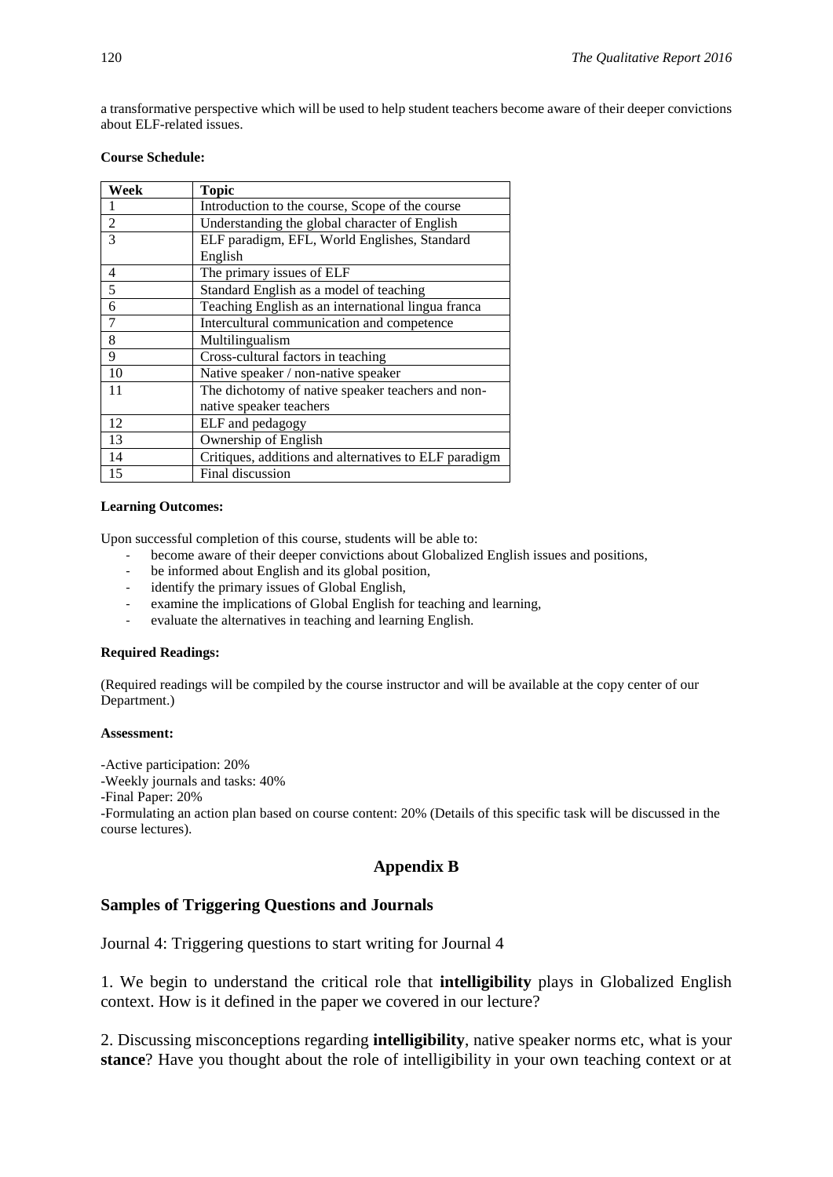a transformative perspective which will be used to help student teachers become aware of their deeper convictions about ELF-related issues.

**Course Schedule:**

| Week | Topic |
|---|---|
| 1 | Introduction to the course, Scope of the course |
| 2 | Understanding the global character of English |
| 3 | ELF paradigm, EFL, World Englishes, Standard English |
| 4 | The primary issues of ELF |
| 5 | Standard English as a model of teaching |
| 6 | Teaching English as an international lingua franca |
| 7 | Intercultural communication and competence |
| 8 | Multilingualism |
| 9 | Cross-cultural factors in teaching |
| 10 | Native speaker / non-native speaker |
| 11 | The dichotomy of native speaker teachers and non-native speaker teachers |
| 12 | ELF and pedagogy |
| 13 | Ownership of English |
| 14 | Critiques, additions and alternatives to ELF paradigm |
| 15 | Final discussion |

**Learning Outcomes:**

Upon successful completion of this course, students will be able to:

- become aware of their deeper convictions about Globalized English issues and positions,
- be informed about English and its global position,
- identify the primary issues of Global English,
- examine the implications of Global English for teaching and learning,
- evaluate the alternatives in teaching and learning English.

**Required Readings:**

(Required readings will be compiled by the course instructor and will be available at the copy center of our Department.)

**Assessment:**

-Active participation: 20%
-Weekly journals and tasks: 40%
-Final Paper: 20%
-Formulating an action plan based on course content: 20% (Details of this specific task will be discussed in the course lectures).

## Appendix B

### Samples of Triggering Questions and Journals

Journal 4: Triggering questions to start writing for Journal 4

1. We begin to understand the critical role that **intelligibility** plays in Globalized English context. How is it defined in the paper we covered in our lecture?

2. Discussing misconceptions regarding **intelligibility**, native speaker norms etc, what is your **stance**? Have you thought about the role of intelligibility in your own teaching context or at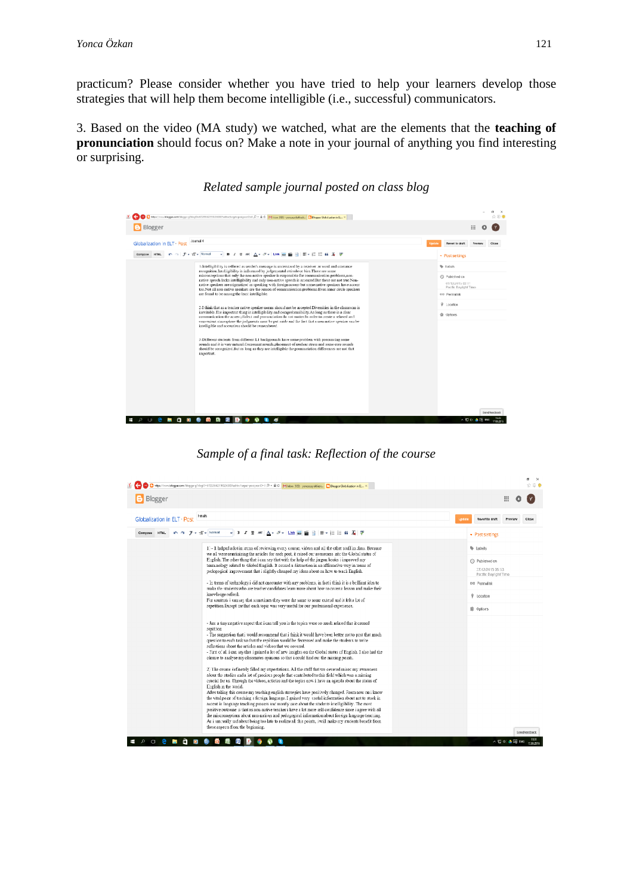practicum? Please consider whether you have tried to help your learners develop those strategies that will help them become intelligible (i.e., successful) communicators.

3. Based on the video (MA study) we watched, what are the elements that the **teaching of pronunciation** should focus on? Make a note in your journal of anything you find interesting or surprising.

*Related sample journal posted on class blog*

*Sample of a final task: Reflection of the course*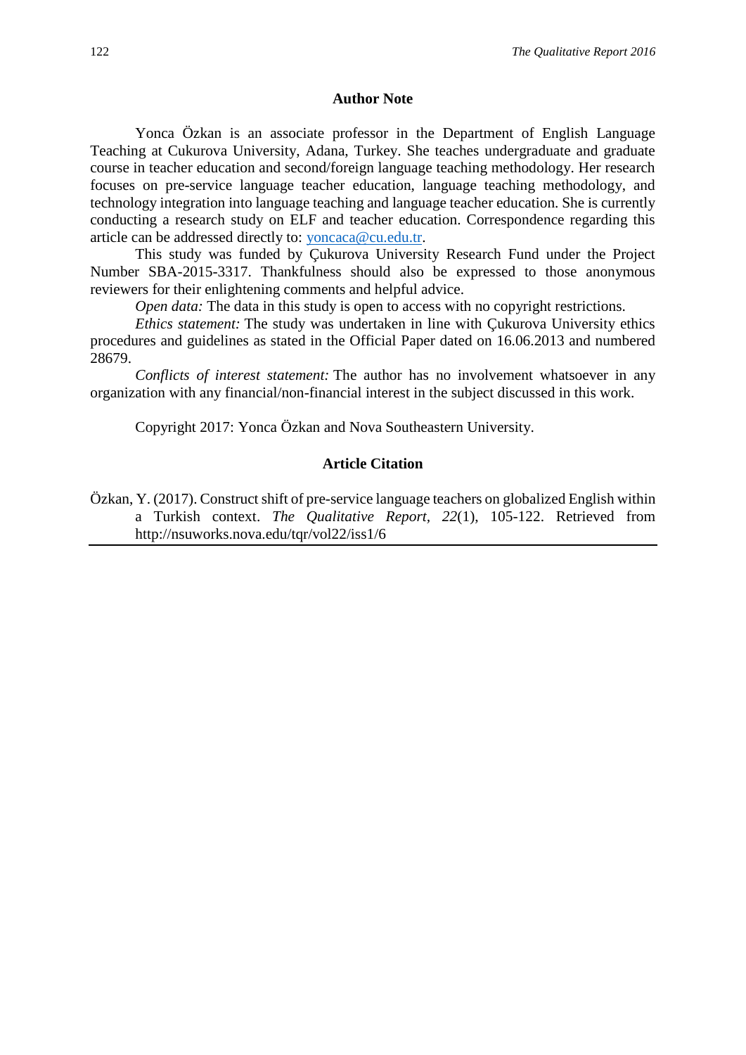## Author Note

Yonca Özkan is an associate professor in the Department of English Language Teaching at Cukurova University, Adana, Turkey. She teaches undergraduate and graduate course in teacher education and second/foreign language teaching methodology. Her research focuses on pre-service language teacher education, language teaching methodology, and technology integration into language teaching and language teacher education. She is currently conducting a research study on ELF and teacher education. Correspondence regarding this article can be addressed directly to: yoncaca@cu.edu.tr.

This study was funded by Çukurova University Research Fund under the Project Number SBA-2015-3317. Thankfulness should also be expressed to those anonymous reviewers for their enlightening comments and helpful advice.

*Open data:* The data in this study is open to access with no copyright restrictions.

*Ethics statement:* The study was undertaken in line with Çukurova University ethics procedures and guidelines as stated in the Official Paper dated on 16.06.2013 and numbered 28679.

*Conflicts of interest statement:* The author has no involvement whatsoever in any organization with any financial/non-financial interest in the subject discussed in this work.

Copyright 2017: Yonca Özkan and Nova Southeastern University.

## Article Citation

Özkan, Y. (2017). Construct shift of pre-service language teachers on globalized English within a Turkish context. *The Qualitative Report*, *22*(1), 105-122. Retrieved from http://nsuworks.nova.edu/tqr/vol22/iss1/6